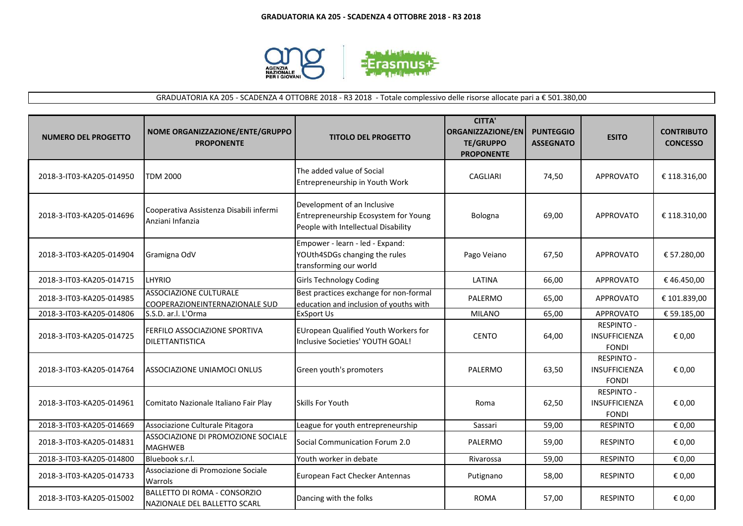# GRADUATORIA KA 205 - SCADENZA 4 OTTOBRE 2018 - R3 2018

GRADUATORIA KA 205 - SCADENZA 4 OTTOBRE 2018 - R3 2018 - Totale complessivo delle risorse allocate pari a € 501.380,00

| NUMERO DEL PROGETTO | NOME ORGANIZZAZIONE/ENTE/GRUPPO PROPONENTE | TITOLO DEL PROGETTO | CITTA' ORGANIZZAZIONE/ENTE/GRUPPO PROPONENTE | PUNTEGGIO ASSEGNATO | ESITO | CONTRIBUTO CONCESSO |
|---|---|---|---|---|---|---|
| 2018-3-IT03-KA205-014950 | TDM 2000 | The added value of Social Entrepreneurship in Youth Work | CAGLIARI | 74,50 | APPROVATO | € 118.316,00 |
| 2018-3-IT03-KA205-014696 | Cooperativa Assistenza Disabili infermi Anziani Infanzia | Development of an Inclusive Entrepreneurship Ecosystem for Young People with Intellectual Disability | Bologna | 69,00 | APPROVATO | € 118.310,00 |
| 2018-3-IT03-KA205-014904 | Gramigna OdV | Empower - learn - led - Expand: YOUth4SDGs changing the rules transforming our world | Pago Veiano | 67,50 | APPROVATO | € 57.280,00 |
| 2018-3-IT03-KA205-014715 | LHYRIO | Girls Technology Coding | LATINA | 66,00 | APPROVATO | € 46.450,00 |
| 2018-3-IT03-KA205-014985 | ASSOCIAZIONE CULTURALE COOPERAZIONEINTERNAZIONALE SUD | Best practices exchange for non-formal education and inclusion of youths with | PALERMO | 65,00 | APPROVATO | € 101.839,00 |
| 2018-3-IT03-KA205-014806 | S.S.D. ar.l. L'Orma | ExSport Us | MILANO | 65,00 | APPROVATO | € 59.185,00 |
| 2018-3-IT03-KA205-014725 | FERFILO ASSOCIAZIONE SPORTIVA DILETTANTISTICA | EUropean Qualified Youth Workers for Inclusive Societies' YOUTH GOAL! | CENTO | 64,00 | RESPINTO - INSUFFICIENZA FONDI | € 0,00 |
| 2018-3-IT03-KA205-014764 | ASSOCIAZIONE UNIAMOCI ONLUS | Green youth's promoters | PALERMO | 63,50 | RESPINTO - INSUFFICIENZA FONDI | € 0,00 |
| 2018-3-IT03-KA205-014961 | Comitato Nazionale Italiano Fair Play | Skills For Youth | Roma | 62,50 | RESPINTO - INSUFFICIENZA FONDI | € 0,00 |
| 2018-3-IT03-KA205-014669 | Associazione Culturale Pitagora | League for youth entrepreneurship | Sassari | 59,00 | RESPINTO | € 0,00 |
| 2018-3-IT03-KA205-014831 | ASSOCIAZIONE DI PROMOZIONE SOCIALE MAGHWEB | Social Communication Forum 2.0 | PALERMO | 59,00 | RESPINTO | € 0,00 |
| 2018-3-IT03-KA205-014800 | Bluebook s.r.l. | Youth worker in debate | Rivarossa | 59,00 | RESPINTO | € 0,00 |
| 2018-3-IT03-KA205-014733 | Associazione di Promozione Sociale Warrols | European Fact Checker Antennas | Putignano | 58,00 | RESPINTO | € 0,00 |
| 2018-3-IT03-KA205-015002 | BALLETTO DI ROMA - CONSORZIO NAZIONALE DEL BALLETTO SCARL | Dancing with the folks | ROMA | 57,00 | RESPINTO | € 0,00 |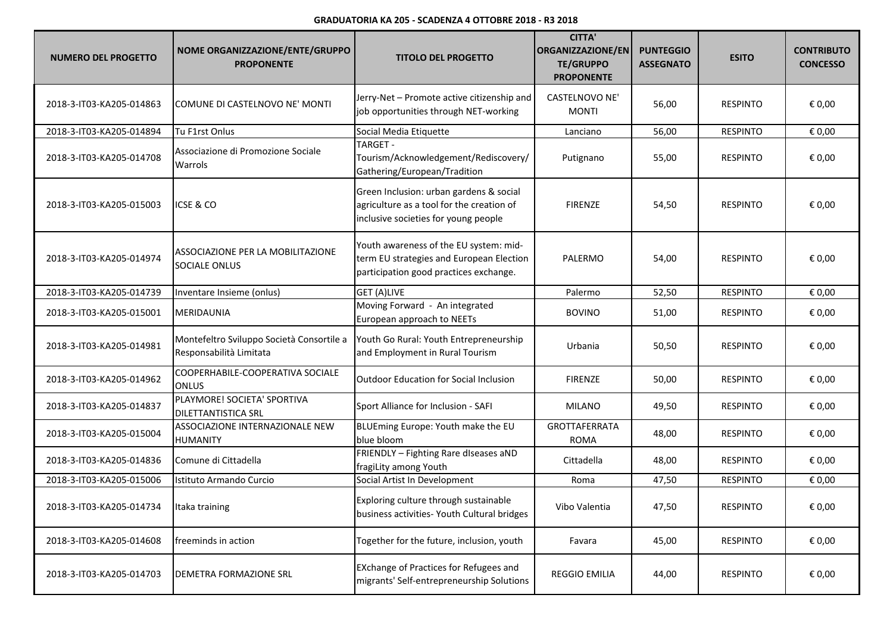**GRADUATORIA KA 205 - SCADENZA 4 OTTOBRE 2018 - R3 2018**

| NUMERO DEL PROGETTO | NOME ORGANIZZAZIONE/ENTE/GRUPPO PROPONENTE | TITOLO DEL PROGETTO | CITTA' ORGANIZZAZIONE/ENTE/GRUPPO PROPONENTE | PUNTEGGIO ASSEGNATO | ESITO | CONTRIBUTO CONCESSO |
|---|---|---|---|---|---|---|
| 2018-3-IT03-KA205-014863 | COMUNE DI CASTELNOVO NE' MONTI | Jerry-Net – Promote active citizenship and job opportunities through NET-working | CASTELNOVO NE' MONTI | 56,00 | RESPINTO | € 0,00 |
| 2018-3-IT03-KA205-014894 | Tu F1rst Onlus | Social Media Etiquette | Lanciano | 56,00 | RESPINTO | € 0,00 |
| 2018-3-IT03-KA205-014708 | Associazione di Promozione Sociale Warrols | TARGET - Tourism/Acknowledgement/Rediscovery/ Gathering/European/Tradition | Putignano | 55,00 | RESPINTO | € 0,00 |
| 2018-3-IT03-KA205-015003 | ICSE & CO | Green Inclusion: urban gardens & social agriculture as a tool for the creation of inclusive societies for young people | FIRENZE | 54,50 | RESPINTO | € 0,00 |
| 2018-3-IT03-KA205-014974 | ASSOCIAZIONE PER LA MOBILITAZIONE SOCIALE ONLUS | Youth awareness of the EU system: mid-term EU strategies and European Election participation good practices exchange. | PALERMO | 54,00 | RESPINTO | € 0,00 |
| 2018-3-IT03-KA205-014739 | Inventare Insieme (onlus) | GET (A)LIVE | Palermo | 52,50 | RESPINTO | € 0,00 |
| 2018-3-IT03-KA205-015001 | MERIDAUNIA | Moving Forward - An integrated European approach to NEETs | BOVINO | 51,00 | RESPINTO | € 0,00 |
| 2018-3-IT03-KA205-014981 | Montefeltro Sviluppo Società Consortile a Responsabilità Limitata | Youth Go Rural: Youth Entrepreneurship and Employment in Rural Tourism | Urbania | 50,50 | RESPINTO | € 0,00 |
| 2018-3-IT03-KA205-014962 | COOPERHABILE-COOPERATIVA SOCIALE ONLUS | Outdoor Education for Social Inclusion | FIRENZE | 50,00 | RESPINTO | € 0,00 |
| 2018-3-IT03-KA205-014837 | PLAYMORE! SOCIETA' SPORTIVA DILETTANTISTICA SRL | Sport Alliance for Inclusion - SAFI | MILANO | 49,50 | RESPINTO | € 0,00 |
| 2018-3-IT03-KA205-015004 | ASSOCIAZIONE INTERNAZIONALE NEW HUMANITY | BLUEming Europe: Youth make the EU blue bloom | GROTTAFERRATA ROMA | 48,00 | RESPINTO | € 0,00 |
| 2018-3-IT03-KA205-014836 | Comune di Cittadella | FRIENDLY – Fighting Rare dIseases aND fragiLity among Youth | Cittadella | 48,00 | RESPINTO | € 0,00 |
| 2018-3-IT03-KA205-015006 | Istituto Armando Curcio | Social Artist In Development | Roma | 47,50 | RESPINTO | € 0,00 |
| 2018-3-IT03-KA205-014734 | Itaka training | Exploring culture through sustainable business activities- Youth Cultural bridges | Vibo Valentia | 47,50 | RESPINTO | € 0,00 |
| 2018-3-IT03-KA205-014608 | freeminds in action | Together for the future, inclusion, youth | Favara | 45,00 | RESPINTO | € 0,00 |
| 2018-3-IT03-KA205-014703 | DEMETRA FORMAZIONE SRL | EXchange of Practices for Refugees and migrants' Self-entrepreneurship Solutions | REGGIO EMILIA | 44,00 | RESPINTO | € 0,00 |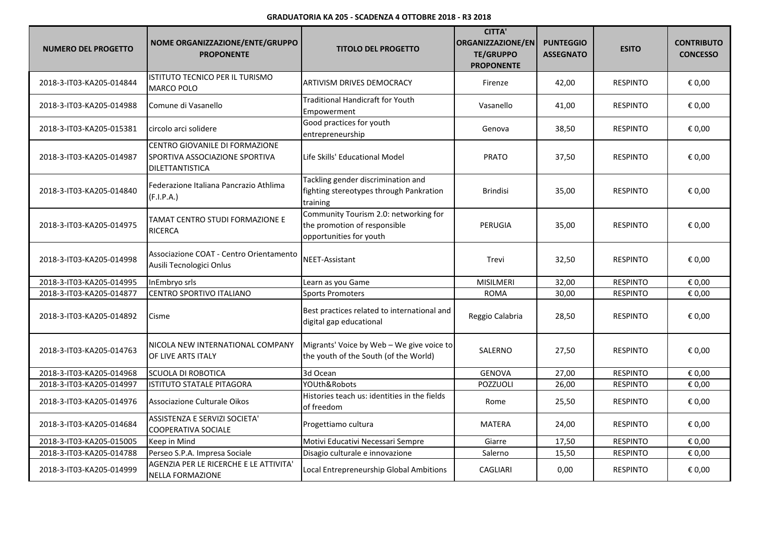**GRADUATORIA KA 205 - SCADENZA 4 OTTOBRE 2018 - R3 2018**

| NUMERO DEL PROGETTO | NOME ORGANIZZAZIONE/ENTE/GRUPPO PROPONENTE | TITOLO DEL PROGETTO | CITTA' ORGANIZZAZIONE/ENTE/GRUPPO PROPONENTE | PUNTEGGIO ASSEGNATO | ESITO | CONTRIBUTO CONCESSO |
|---|---|---|---|---|---|---|
| 2018-3-IT03-KA205-014844 | ISTITUTO TECNICO PER IL TURISMO MARCO POLO | ARTIVISM DRIVES DEMOCRACY | Firenze | 42,00 | RESPINTO | € 0,00 |
| 2018-3-IT03-KA205-014988 | Comune di Vasanello | Traditional Handicraft for Youth Empowerment | Vasanello | 41,00 | RESPINTO | € 0,00 |
| 2018-3-IT03-KA205-015381 | circolo arci solidere | Good practices for youth entrepreneurship | Genova | 38,50 | RESPINTO | € 0,00 |
| 2018-3-IT03-KA205-014987 | CENTRO GIOVANILE DI FORMAZIONE SPORTIVA ASSOCIAZIONE SPORTIVA DILETTANTISTICA | Life Skills' Educational Model | PRATO | 37,50 | RESPINTO | € 0,00 |
| 2018-3-IT03-KA205-014840 | Federazione Italiana Pancrazio Athlima (F.I.P.A.) | Tackling gender discrimination and fighting stereotypes through Pankration training | Brindisi | 35,00 | RESPINTO | € 0,00 |
| 2018-3-IT03-KA205-014975 | TAMAT CENTRO STUDI FORMAZIONE E RICERCA | Community Tourism 2.0: networking for the promotion of responsible opportunities for youth | PERUGIA | 35,00 | RESPINTO | € 0,00 |
| 2018-3-IT03-KA205-014998 | Associazione COAT - Centro Orientamento Ausili Tecnologici Onlus | NEET-Assistant | Trevi | 32,50 | RESPINTO | € 0,00 |
| 2018-3-IT03-KA205-014995 | InEmbryo srls | Learn as you Game | MISILMERI | 32,00 | RESPINTO | € 0,00 |
| 2018-3-IT03-KA205-014877 | CENTRO SPORTIVO ITALIANO | Sports Promoters | ROMA | 30,00 | RESPINTO | € 0,00 |
| 2018-3-IT03-KA205-014892 | Cisme | Best practices related to international and digital gap educational | Reggio Calabria | 28,50 | RESPINTO | € 0,00 |
| 2018-3-IT03-KA205-014763 | NICOLA NEW INTERNATIONAL COMPANY OF LIVE ARTS ITALY | Migrants' Voice by Web – We give voice to the youth of the South (of the World) | SALERNO | 27,50 | RESPINTO | € 0,00 |
| 2018-3-IT03-KA205-014968 | SCUOLA DI ROBOTICA | 3d Ocean | GENOVA | 27,00 | RESPINTO | € 0,00 |
| 2018-3-IT03-KA205-014997 | ISTITUTO STATALE PITAGORA | YOUth&Robots | POZZUOLI | 26,00 | RESPINTO | € 0,00 |
| 2018-3-IT03-KA205-014976 | Associazione Culturale Oikos | Histories teach us: identities in the fields of freedom | Rome | 25,50 | RESPINTO | € 0,00 |
| 2018-3-IT03-KA205-014684 | ASSISTENZA E SERVIZI SOCIETA' COOPERATIVA SOCIALE | Progettiamo cultura | MATERA | 24,00 | RESPINTO | € 0,00 |
| 2018-3-IT03-KA205-015005 | Keep in Mind | Motivi Educativi Necessari Sempre | Giarre | 17,50 | RESPINTO | € 0,00 |
| 2018-3-IT03-KA205-014788 | Perseo S.P.A. Impresa Sociale | Disagio culturale e innovazione | Salerno | 15,50 | RESPINTO | € 0,00 |
| 2018-3-IT03-KA205-014999 | AGENZIA PER LE RICERCHE E LE ATTIVITA' NELLA FORMAZIONE | Local Entrepreneurship Global Ambitions | CAGLIARI | 0,00 | RESPINTO | € 0,00 |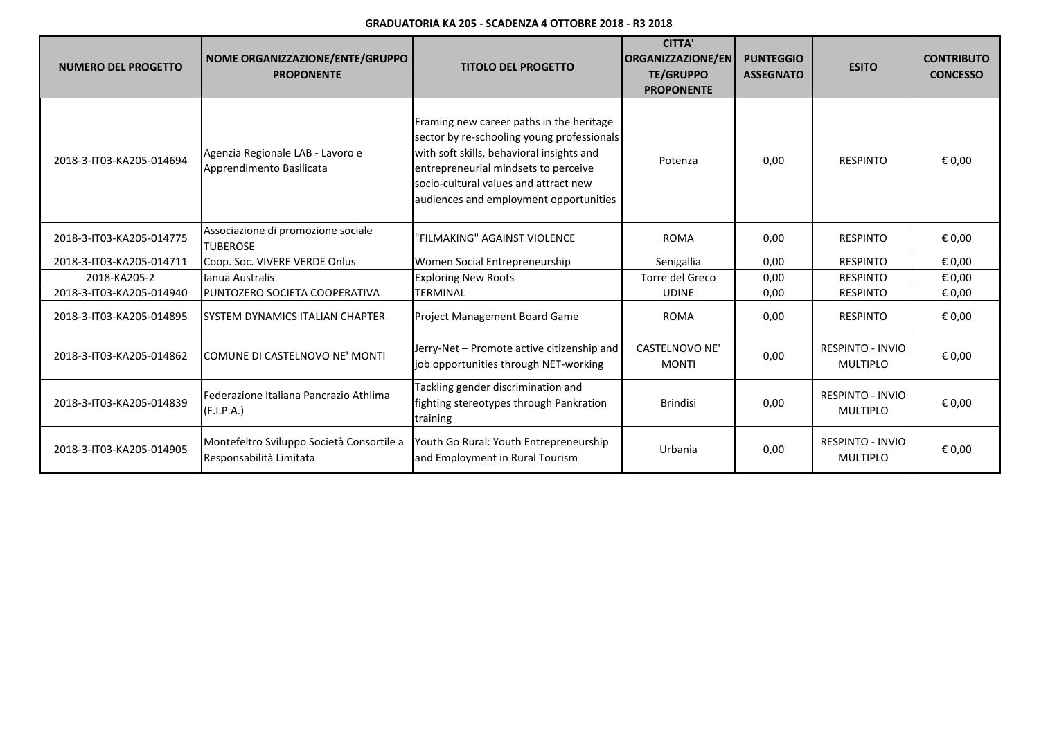**GRADUATORIA KA 205 - SCADENZA 4 OTTOBRE 2018 - R3 2018**

| NUMERO DEL PROGETTO | NOME ORGANIZZAZIONE/ENTE/GRUPPO PROPONENTE | TITOLO DEL PROGETTO | CITTA' ORGANIZZAZIONE/ENTE/GRUPPO PROPONENTE | PUNTEGGIO ASSEGNATO | ESITO | CONTRIBUTO CONCESSO |
|---|---|---|---|---|---|---|
| 2018-3-IT03-KA205-014694 | Agenzia Regionale LAB - Lavoro e Apprendimento Basilicata | Framing new career paths in the heritage sector by re-schooling young professionals with soft skills, behavioral insights and entrepreneurial mindsets to perceive socio-cultural values and attract new audiences and employment opportunities | Potenza | 0,00 | RESPINTO | € 0,00 |
| 2018-3-IT03-KA205-014775 | Associazione di promozione sociale TUBEROSE | "FILMAKING" AGAINST VIOLENCE | ROMA | 0,00 | RESPINTO | € 0,00 |
| 2018-3-IT03-KA205-014711 | Coop. Soc. VIVERE VERDE Onlus | Women Social Entrepreneurship | Senigallia | 0,00 | RESPINTO | € 0,00 |
| 2018-KA205-2 | Ianua Australis | Exploring New Roots | Torre del Greco | 0,00 | RESPINTO | € 0,00 |
| 2018-3-IT03-KA205-014940 | PUNTOZERO SOCIETA COOPERATIVA | TERMINAL | UDINE | 0,00 | RESPINTO | € 0,00 |
| 2018-3-IT03-KA205-014895 | SYSTEM DYNAMICS ITALIAN CHAPTER | Project Management Board Game | ROMA | 0,00 | RESPINTO | € 0,00 |
| 2018-3-IT03-KA205-014862 | COMUNE DI CASTELNOVO NE' MONTI | Jerry-Net – Promote active citizenship and job opportunities through NET-working | CASTELNOVO NE' MONTI | 0,00 | RESPINTO - INVIO MULTIPLO | € 0,00 |
| 2018-3-IT03-KA205-014839 | Federazione Italiana Pancrazio Athlima (F.I.P.A.) | Tackling gender discrimination and fighting stereotypes through Pankration training | Brindisi | 0,00 | RESPINTO - INVIO MULTIPLO | € 0,00 |
| 2018-3-IT03-KA205-014905 | Montefeltro Sviluppo Società Consortile a Responsabilità Limitata | Youth Go Rural: Youth Entrepreneurship and Employment in Rural Tourism | Urbania | 0,00 | RESPINTO - INVIO MULTIPLO | € 0,00 |